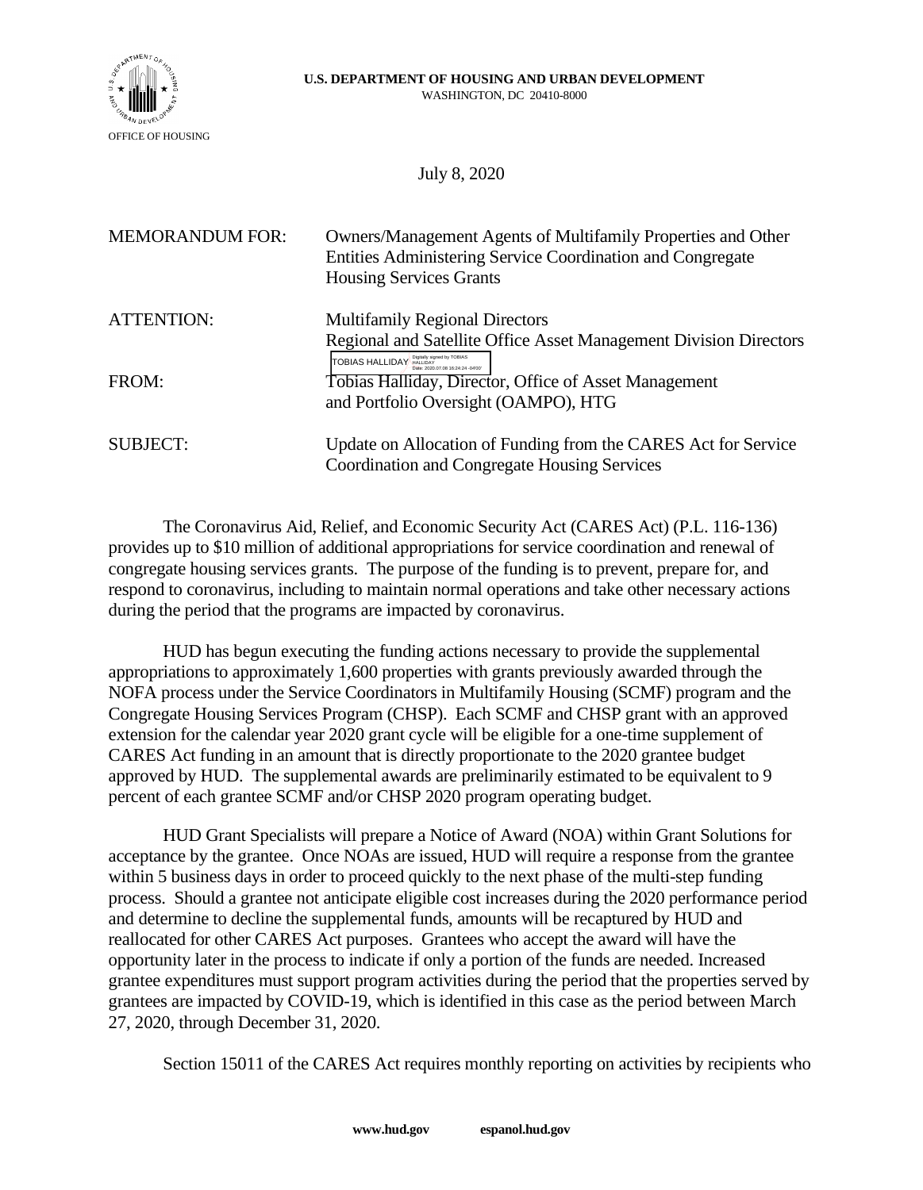U.S. DEPARTMENT OF HOUSING AND URBAN DEVELOPMENT
WASHINGTON, DC 20410-8000

OFFICE OF HOUSING

July 8, 2020

MEMORANDUM FOR: Owners/Management Agents of Multifamily Properties and Other Entities Administering Service Coordination and Congregate Housing Services Grants

ATTENTION: Multifamily Regional Directors
Regional and Satellite Office Asset Management Division Directors

FROM: Tobias Halliday, Director, Office of Asset Management and Portfolio Oversight (OAMPO), HTG

SUBJECT: Update on Allocation of Funding from the CARES Act for Service Coordination and Congregate Housing Services

The Coronavirus Aid, Relief, and Economic Security Act (CARES Act) (P.L. 116-136) provides up to $10 million of additional appropriations for service coordination and renewal of congregate housing services grants. The purpose of the funding is to prevent, prepare for, and respond to coronavirus, including to maintain normal operations and take other necessary actions during the period that the programs are impacted by coronavirus.

HUD has begun executing the funding actions necessary to provide the supplemental appropriations to approximately 1,600 properties with grants previously awarded through the NOFA process under the Service Coordinators in Multifamily Housing (SCMF) program and the Congregate Housing Services Program (CHSP). Each SCMF and CHSP grant with an approved extension for the calendar year 2020 grant cycle will be eligible for a one-time supplement of CARES Act funding in an amount that is directly proportionate to the 2020 grantee budget approved by HUD. The supplemental awards are preliminarily estimated to be equivalent to 9 percent of each grantee SCMF and/or CHSP 2020 program operating budget.

HUD Grant Specialists will prepare a Notice of Award (NOA) within Grant Solutions for acceptance by the grantee. Once NOAs are issued, HUD will require a response from the grantee within 5 business days in order to proceed quickly to the next phase of the multi-step funding process. Should a grantee not anticipate eligible cost increases during the 2020 performance period and determine to decline the supplemental funds, amounts will be recaptured by HUD and reallocated for other CARES Act purposes. Grantees who accept the award will have the opportunity later in the process to indicate if only a portion of the funds are needed. Increased grantee expenditures must support program activities during the period that the properties served by grantees are impacted by COVID-19, which is identified in this case as the period between March 27, 2020, through December 31, 2020.

Section 15011 of the CARES Act requires monthly reporting on activities by recipients who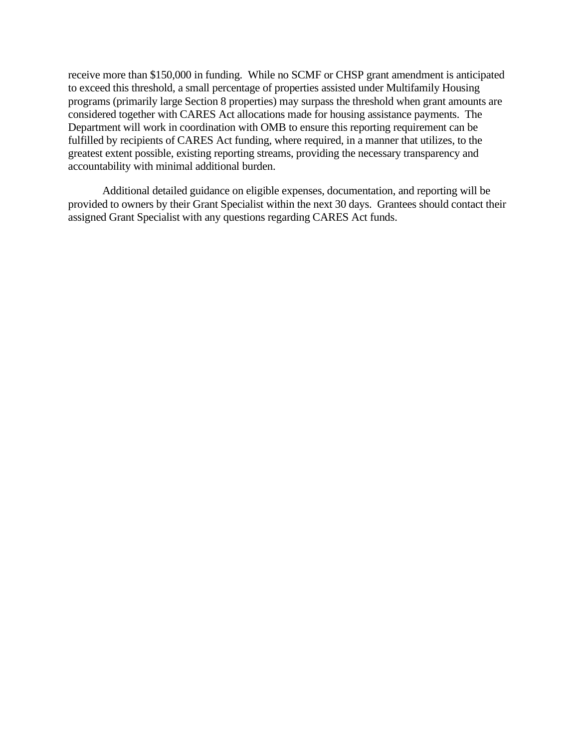receive more than $150,000 in funding. While no SCMF or CHSP grant amendment is anticipated to exceed this threshold, a small percentage of properties assisted under Multifamily Housing programs (primarily large Section 8 properties) may surpass the threshold when grant amounts are considered together with CARES Act allocations made for housing assistance payments. The Department will work in coordination with OMB to ensure this reporting requirement can be fulfilled by recipients of CARES Act funding, where required, in a manner that utilizes, to the greatest extent possible, existing reporting streams, providing the necessary transparency and accountability with minimal additional burden.

Additional detailed guidance on eligible expenses, documentation, and reporting will be provided to owners by their Grant Specialist within the next 30 days. Grantees should contact their assigned Grant Specialist with any questions regarding CARES Act funds.